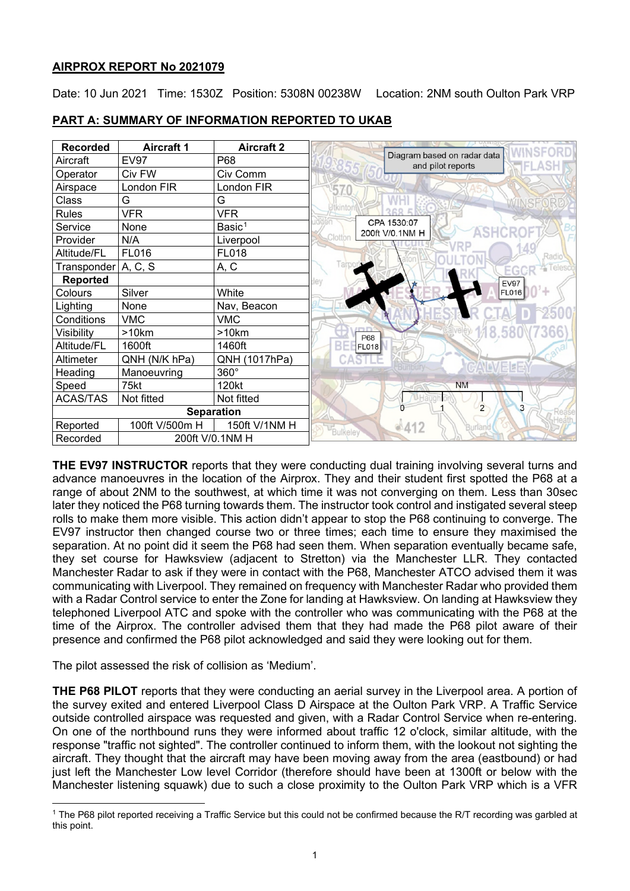**AIRPROX REPORT No 2021079**

Date: 10 Jun 2021 Time: 1530Z Position: 5308N 00238W Location: 2NM south Oulton Park VRP

**PART A: SUMMARY OF INFORMATION REPORTED TO UKAB**

| Recorded | Aircraft 1 | Aircraft 2 |
|---|---|---|
| Aircraft | EV97 | P68 |
| Operator | Civ FW | Civ Comm |
| Airspace | London FIR | London FIR |
| Class | G | G |
| Rules | VFR | VFR |
| Service | None | Basic[1] |
| Provider | N/A | Liverpool |
| Altitude/FL | FL016 | FL018 |
| Transponder | A, C, S | A, C |
| **Reported** | | |
| Colours | Silver | White |
| Lighting | None | Nav, Beacon |
| Conditions | VMC | VMC |
| Visibility | >10km | >10km |
| Altitude/FL | 1600ft | 1460ft |
| Altimeter | QNH (N/K hPa) | QNH (1017hPa) |
| Heading | Manoeuvring | 360° |
| Speed | 75kt | 120kt |
| ACAS/TAS | Not fitted | Not fitted |
| **Separation** | | |
| Reported | 100ft V/500m H | 150ft V/1NM H |
| Recorded | 200ft V/0.1NM H | |

Diagram based on radar data and pilot reports

CPA 1530:07
200ft V/0.1NM H

EV97 FL016

P68 FL018

**THE EV97 INSTRUCTOR** reports that they were conducting dual training involving several turns and advance manoeuvres in the location of the Airprox. They and their student first spotted the P68 at a range of about 2NM to the southwest, at which time it was not converging on them. Less than 30sec later they noticed the P68 turning towards them. The instructor took control and instigated several steep rolls to make them more visible. This action didn't appear to stop the P68 continuing to converge. The EV97 instructor then changed course two or three times; each time to ensure they maximised the separation. At no point did it seem the P68 had seen them. When separation eventually became safe, they set course for Hawksview (adjacent to Stretton) via the Manchester LLR. They contacted Manchester Radar to ask if they were in contact with the P68, Manchester ATCO advised them it was communicating with Liverpool. They remained on frequency with Manchester Radar who provided them with a Radar Control service to enter the Zone for landing at Hawksview. On landing at Hawksview they telephoned Liverpool ATC and spoke with the controller who was communicating with the P68 at the time of the Airprox. The controller advised them that they had made the P68 pilot aware of their presence and confirmed the P68 pilot acknowledged and said they were looking out for them.

The pilot assessed the risk of collision as 'Medium'.

**THE P68 PILOT** reports that they were conducting an aerial survey in the Liverpool area. A portion of the survey exited and entered Liverpool Class D Airspace at the Oulton Park VRP. A Traffic Service outside controlled airspace was requested and given, with a Radar Control Service when re-entering. On one of the northbound runs they were informed about traffic 12 o'clock, similar altitude, with the response "traffic not sighted". The controller continued to inform them, with the lookout not sighting the aircraft. They thought that the aircraft may have been moving away from the area (eastbound) or had just left the Manchester Low level Corridor (therefore should have been at 1300ft or below with the Manchester listening squawk) due to such a close proximity to the Oulton Park VRP which is a VFR

[1] The P68 pilot reported receiving a Traffic Service but this could not be confirmed because the R/T recording was garbled at this point.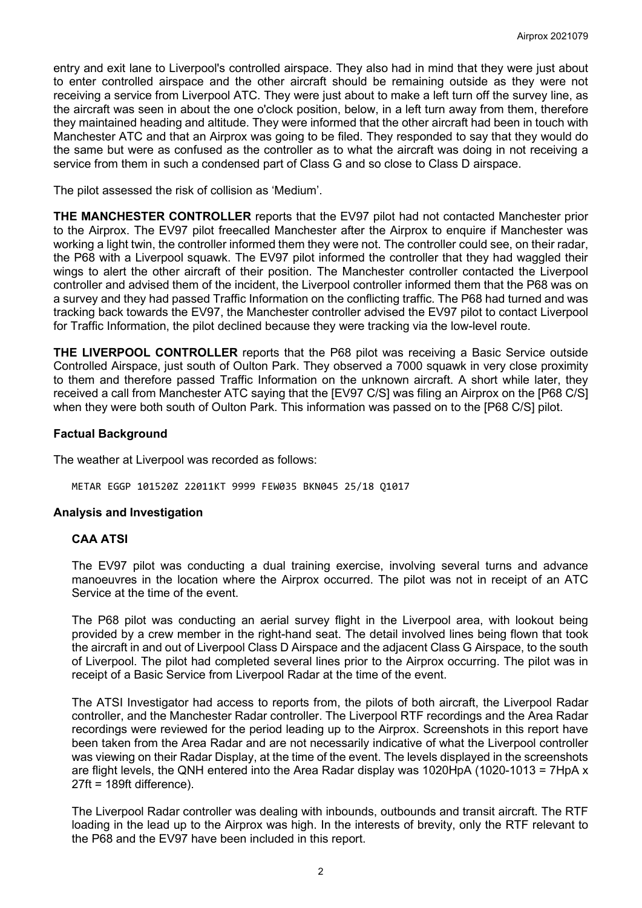entry and exit lane to Liverpool's controlled airspace. They also had in mind that they were just about to enter controlled airspace and the other aircraft should be remaining outside as they were not receiving a service from Liverpool ATC. They were just about to make a left turn off the survey line, as the aircraft was seen in about the one o'clock position, below, in a left turn away from them, therefore they maintained heading and altitude. They were informed that the other aircraft had been in touch with Manchester ATC and that an Airprox was going to be filed. They responded to say that they would do the same but were as confused as the controller as to what the aircraft was doing in not receiving a service from them in such a condensed part of Class G and so close to Class D airspace.

The pilot assessed the risk of collision as 'Medium'.

**THE MANCHESTER CONTROLLER** reports that the EV97 pilot had not contacted Manchester prior to the Airprox. The EV97 pilot freecalled Manchester after the Airprox to enquire if Manchester was working a light twin, the controller informed them they were not. The controller could see, on their radar, the P68 with a Liverpool squawk. The EV97 pilot informed the controller that they had waggled their wings to alert the other aircraft of their position. The Manchester controller contacted the Liverpool controller and advised them of the incident, the Liverpool controller informed them that the P68 was on a survey and they had passed Traffic Information on the conflicting traffic. The P68 had turned and was tracking back towards the EV97, the Manchester controller advised the EV97 pilot to contact Liverpool for Traffic Information, the pilot declined because they were tracking via the low-level route.

**THE LIVERPOOL CONTROLLER** reports that the P68 pilot was receiving a Basic Service outside Controlled Airspace, just south of Oulton Park. They observed a 7000 squawk in very close proximity to them and therefore passed Traffic Information on the unknown aircraft. A short while later, they received a call from Manchester ATC saying that the [EV97 C/S] was filing an Airprox on the [P68 C/S] when they were both south of Oulton Park. This information was passed on to the [P68 C/S] pilot.

### Factual Background

The weather at Liverpool was recorded as follows:

```
METAR EGGP 101520Z 22011KT 9999 FEW035 BKN045 25/18 Q1017
```

### Analysis and Investigation

#### CAA ATSI

The EV97 pilot was conducting a dual training exercise, involving several turns and advance manoeuvres in the location where the Airprox occurred. The pilot was not in receipt of an ATC Service at the time of the event.

The P68 pilot was conducting an aerial survey flight in the Liverpool area, with lookout being provided by a crew member in the right-hand seat. The detail involved lines being flown that took the aircraft in and out of Liverpool Class D Airspace and the adjacent Class G Airspace, to the south of Liverpool. The pilot had completed several lines prior to the Airprox occurring. The pilot was in receipt of a Basic Service from Liverpool Radar at the time of the event.

The ATSI Investigator had access to reports from, the pilots of both aircraft, the Liverpool Radar controller, and the Manchester Radar controller. The Liverpool RTF recordings and the Area Radar recordings were reviewed for the period leading up to the Airprox. Screenshots in this report have been taken from the Area Radar and are not necessarily indicative of what the Liverpool controller was viewing on their Radar Display, at the time of the event. The levels displayed in the screenshots are flight levels, the QNH entered into the Area Radar display was 1020HpA (1020-1013 = 7HpA x 27ft = 189ft difference).

The Liverpool Radar controller was dealing with inbounds, outbounds and transit aircraft. The RTF loading in the lead up to the Airprox was high. In the interests of brevity, only the RTF relevant to the P68 and the EV97 have been included in this report.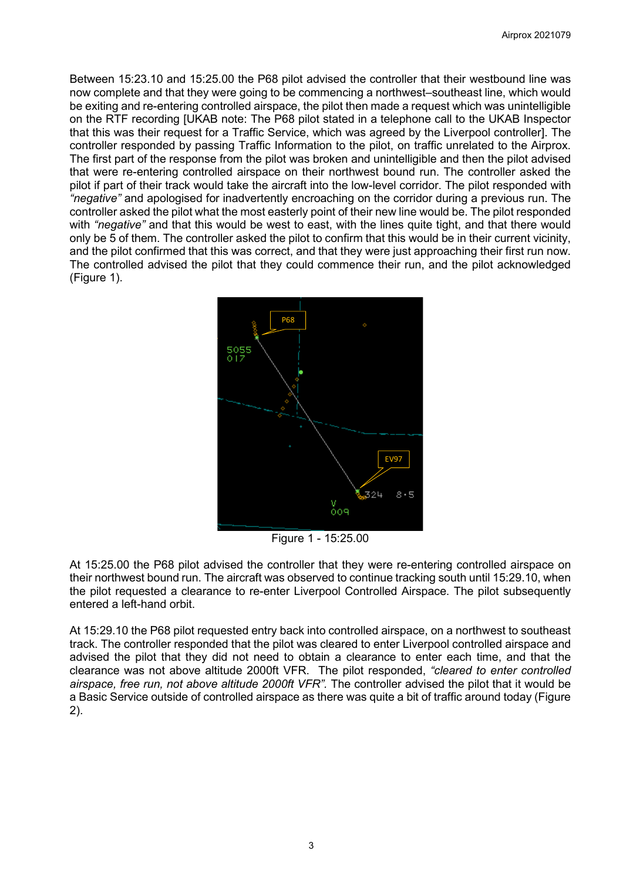Between 15:23.10 and 15:25.00 the P68 pilot advised the controller that their westbound line was now complete and that they were going to be commencing a northwest–southeast line, which would be exiting and re-entering controlled airspace, the pilot then made a request which was unintelligible on the RTF recording [UKAB note: The P68 pilot stated in a telephone call to the UKAB Inspector that this was their request for a Traffic Service, which was agreed by the Liverpool controller]. The controller responded by passing Traffic Information to the pilot, on traffic unrelated to the Airprox. The first part of the response from the pilot was broken and unintelligible and then the pilot advised that were re-entering controlled airspace on their northwest bound run. The controller asked the pilot if part of their track would take the aircraft into the low-level corridor. The pilot responded with *"negative"* and apologised for inadvertently encroaching on the corridor during a previous run. The controller asked the pilot what the most easterly point of their new line would be. The pilot responded with *"negative"* and that this would be west to east, with the lines quite tight, and that there would only be 5 of them. The controller asked the pilot to confirm that this would be in their current vicinity, and the pilot confirmed that this was correct, and that they were just approaching their first run now. The controlled advised the pilot that they could commence their run, and the pilot acknowledged (Figure 1).

Figure 1 - 15:25.00

At 15:25.00 the P68 pilot advised the controller that they were re-entering controlled airspace on their northwest bound run. The aircraft was observed to continue tracking south until 15:29.10, when the pilot requested a clearance to re-enter Liverpool Controlled Airspace. The pilot subsequently entered a left-hand orbit.

At 15:29.10 the P68 pilot requested entry back into controlled airspace, on a northwest to southeast track. The controller responded that the pilot was cleared to enter Liverpool controlled airspace and advised the pilot that they did not need to obtain a clearance to enter each time, and that the clearance was not above altitude 2000ft VFR. The pilot responded, *"cleared to enter controlled airspace, free run, not above altitude 2000ft VFR"*. The controller advised the pilot that it would be a Basic Service outside of controlled airspace as there was quite a bit of traffic around today (Figure 2).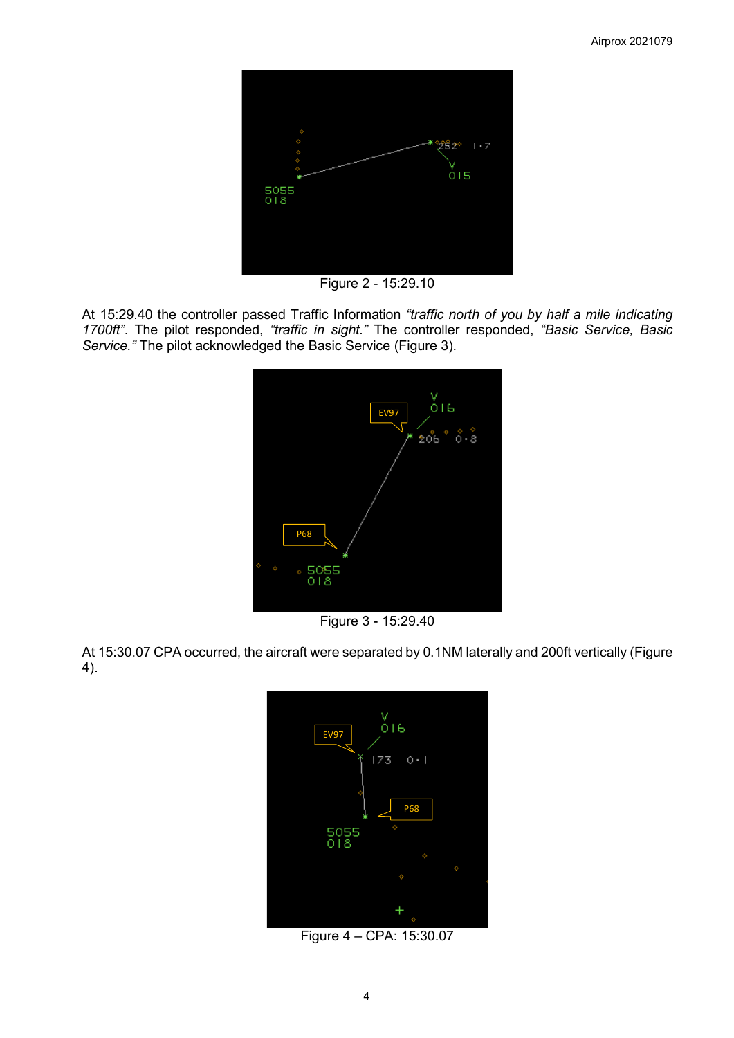Figure 2 - 15:29.10

At 15:29.40 the controller passed Traffic Information *"traffic north of you by half a mile indicating 1700ft"*. The pilot responded, *"traffic in sight."* The controller responded, *"Basic Service, Basic Service."* The pilot acknowledged the Basic Service (Figure 3).

Figure 3 - 15:29.40

At 15:30.07 CPA occurred, the aircraft were separated by 0.1NM laterally and 200ft vertically (Figure 4).

Figure 4 – CPA: 15:30.07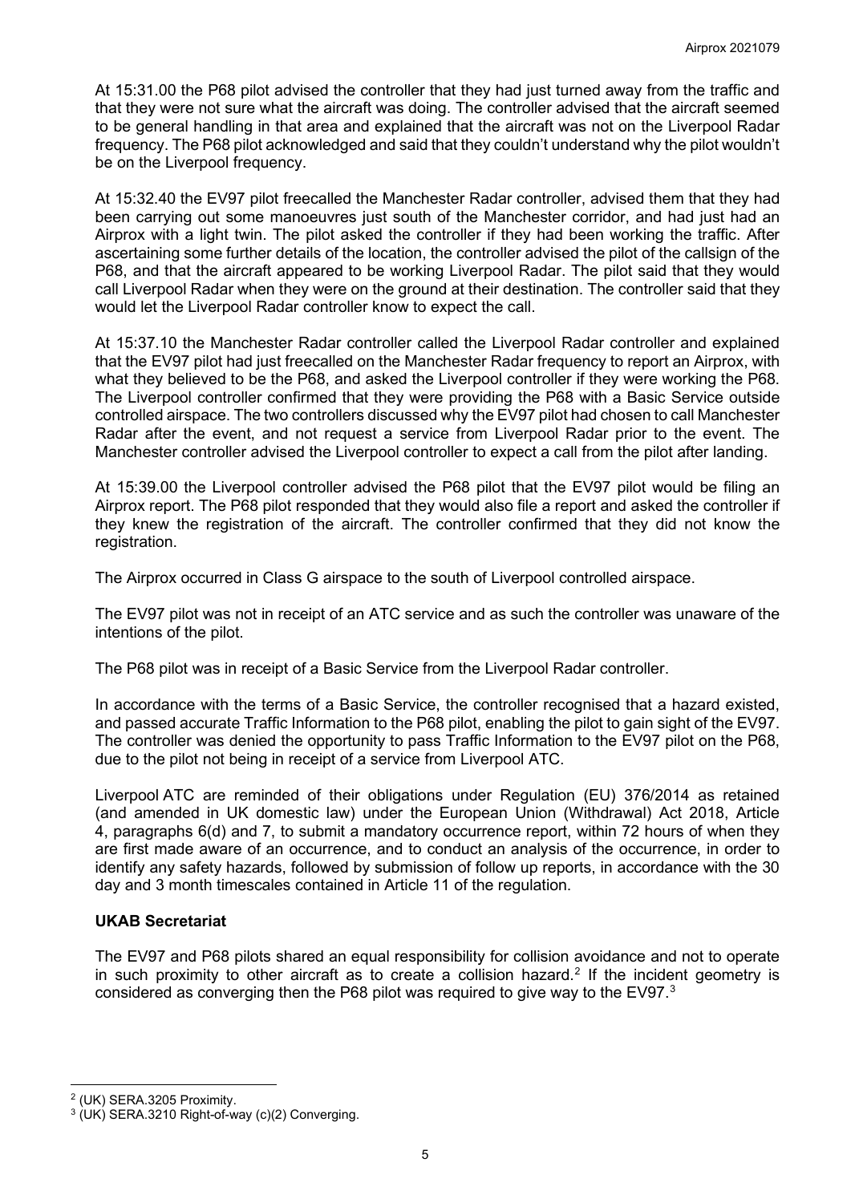At 15:31.00 the P68 pilot advised the controller that they had just turned away from the traffic and that they were not sure what the aircraft was doing. The controller advised that the aircraft seemed to be general handling in that area and explained that the aircraft was not on the Liverpool Radar frequency. The P68 pilot acknowledged and said that they couldn't understand why the pilot wouldn't be on the Liverpool frequency.

At 15:32.40 the EV97 pilot freecalled the Manchester Radar controller, advised them that they had been carrying out some manoeuvres just south of the Manchester corridor, and had just had an Airprox with a light twin. The pilot asked the controller if they had been working the traffic. After ascertaining some further details of the location, the controller advised the pilot of the callsign of the P68, and that the aircraft appeared to be working Liverpool Radar. The pilot said that they would call Liverpool Radar when they were on the ground at their destination. The controller said that they would let the Liverpool Radar controller know to expect the call.

At 15:37.10 the Manchester Radar controller called the Liverpool Radar controller and explained that the EV97 pilot had just freecalled on the Manchester Radar frequency to report an Airprox, with what they believed to be the P68, and asked the Liverpool controller if they were working the P68. The Liverpool controller confirmed that they were providing the P68 with a Basic Service outside controlled airspace. The two controllers discussed why the EV97 pilot had chosen to call Manchester Radar after the event, and not request a service from Liverpool Radar prior to the event. The Manchester controller advised the Liverpool controller to expect a call from the pilot after landing.

At 15:39.00 the Liverpool controller advised the P68 pilot that the EV97 pilot would be filing an Airprox report. The P68 pilot responded that they would also file a report and asked the controller if they knew the registration of the aircraft. The controller confirmed that they did not know the registration.

The Airprox occurred in Class G airspace to the south of Liverpool controlled airspace.

The EV97 pilot was not in receipt of an ATC service and as such the controller was unaware of the intentions of the pilot.

The P68 pilot was in receipt of a Basic Service from the Liverpool Radar controller.

In accordance with the terms of a Basic Service, the controller recognised that a hazard existed, and passed accurate Traffic Information to the P68 pilot, enabling the pilot to gain sight of the EV97. The controller was denied the opportunity to pass Traffic Information to the EV97 pilot on the P68, due to the pilot not being in receipt of a service from Liverpool ATC.

Liverpool ATC are reminded of their obligations under Regulation (EU) 376/2014 as retained (and amended in UK domestic law) under the European Union (Withdrawal) Act 2018, Article 4, paragraphs 6(d) and 7, to submit a mandatory occurrence report, within 72 hours of when they are first made aware of an occurrence, and to conduct an analysis of the occurrence, in order to identify any safety hazards, followed by submission of follow up reports, in accordance with the 30 day and 3 month timescales contained in Article 11 of the regulation.

### UKAB Secretariat

The EV97 and P68 pilots shared an equal responsibility for collision avoidance and not to operate in such proximity to other aircraft as to create a collision hazard.[2] If the incident geometry is considered as converging then the P68 pilot was required to give way to the EV97.[3]

---

[2] (UK) SERA.3205 Proximity.

[3] (UK) SERA.3210 Right-of-way (c)(2) Converging.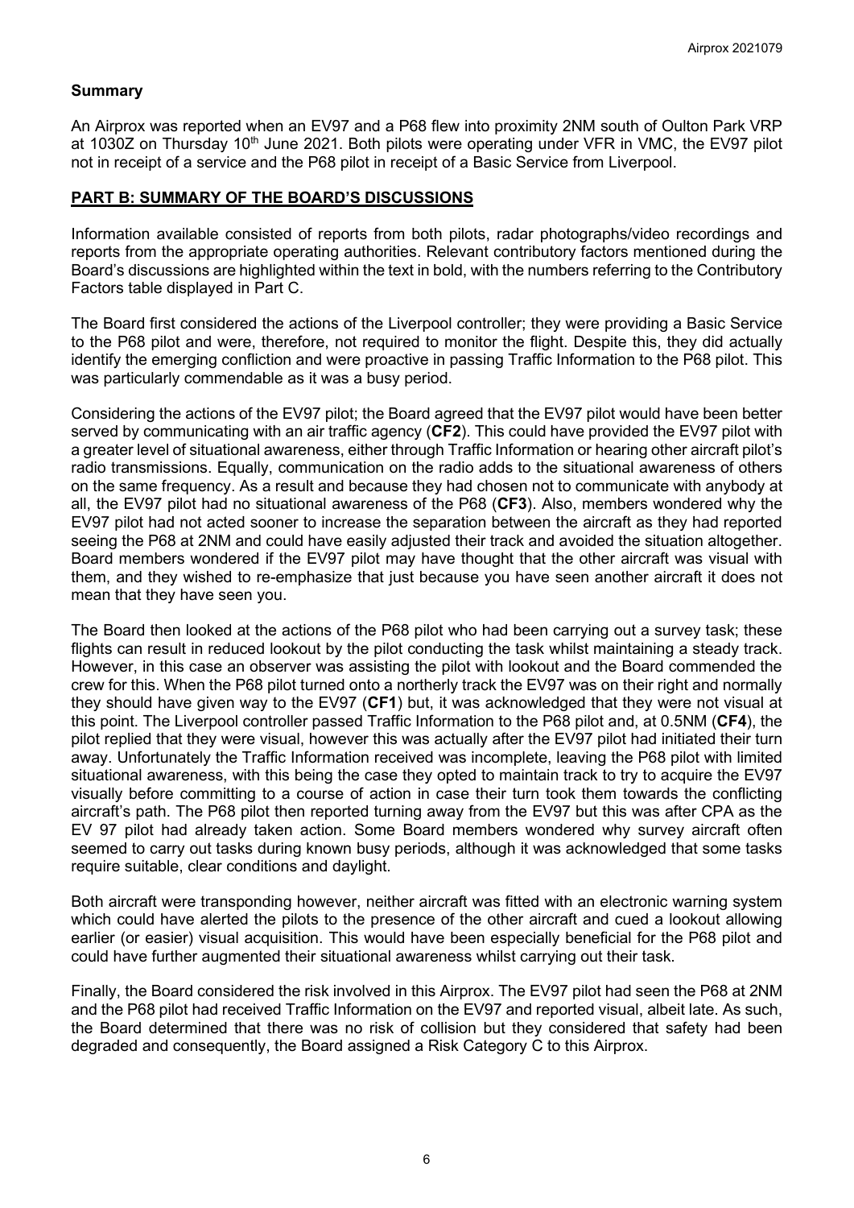## Summary

An Airprox was reported when an EV97 and a P68 flew into proximity 2NM south of Oulton Park VRP at 1030Z on Thursday 10th June 2021. Both pilots were operating under VFR in VMC, the EV97 pilot not in receipt of a service and the P68 pilot in receipt of a Basic Service from Liverpool.

## PART B: SUMMARY OF THE BOARD'S DISCUSSIONS

Information available consisted of reports from both pilots, radar photographs/video recordings and reports from the appropriate operating authorities. Relevant contributory factors mentioned during the Board's discussions are highlighted within the text in bold, with the numbers referring to the Contributory Factors table displayed in Part C.

The Board first considered the actions of the Liverpool controller; they were providing a Basic Service to the P68 pilot and were, therefore, not required to monitor the flight. Despite this, they did actually identify the emerging confliction and were proactive in passing Traffic Information to the P68 pilot. This was particularly commendable as it was a busy period.

Considering the actions of the EV97 pilot; the Board agreed that the EV97 pilot would have been better served by communicating with an air traffic agency (**CF2**). This could have provided the EV97 pilot with a greater level of situational awareness, either through Traffic Information or hearing other aircraft pilot's radio transmissions. Equally, communication on the radio adds to the situational awareness of others on the same frequency. As a result and because they had chosen not to communicate with anybody at all, the EV97 pilot had no situational awareness of the P68 (**CF3**). Also, members wondered why the EV97 pilot had not acted sooner to increase the separation between the aircraft as they had reported seeing the P68 at 2NM and could have easily adjusted their track and avoided the situation altogether. Board members wondered if the EV97 pilot may have thought that the other aircraft was visual with them, and they wished to re-emphasize that just because you have seen another aircraft it does not mean that they have seen you.

The Board then looked at the actions of the P68 pilot who had been carrying out a survey task; these flights can result in reduced lookout by the pilot conducting the task whilst maintaining a steady track. However, in this case an observer was assisting the pilot with lookout and the Board commended the crew for this. When the P68 pilot turned onto a northerly track the EV97 was on their right and normally they should have given way to the EV97 (**CF1**) but, it was acknowledged that they were not visual at this point. The Liverpool controller passed Traffic Information to the P68 pilot and, at 0.5NM (**CF4**), the pilot replied that they were visual, however this was actually after the EV97 pilot had initiated their turn away. Unfortunately the Traffic Information received was incomplete, leaving the P68 pilot with limited situational awareness, with this being the case they opted to maintain track to try to acquire the EV97 visually before committing to a course of action in case their turn took them towards the conflicting aircraft's path. The P68 pilot then reported turning away from the EV97 but this was after CPA as the EV 97 pilot had already taken action. Some Board members wondered why survey aircraft often seemed to carry out tasks during known busy periods, although it was acknowledged that some tasks require suitable, clear conditions and daylight.

Both aircraft were transponding however, neither aircraft was fitted with an electronic warning system which could have alerted the pilots to the presence of the other aircraft and cued a lookout allowing earlier (or easier) visual acquisition. This would have been especially beneficial for the P68 pilot and could have further augmented their situational awareness whilst carrying out their task.

Finally, the Board considered the risk involved in this Airprox. The EV97 pilot had seen the P68 at 2NM and the P68 pilot had received Traffic Information on the EV97 and reported visual, albeit late. As such, the Board determined that there was no risk of collision but they considered that safety had been degraded and consequently, the Board assigned a Risk Category C to this Airprox.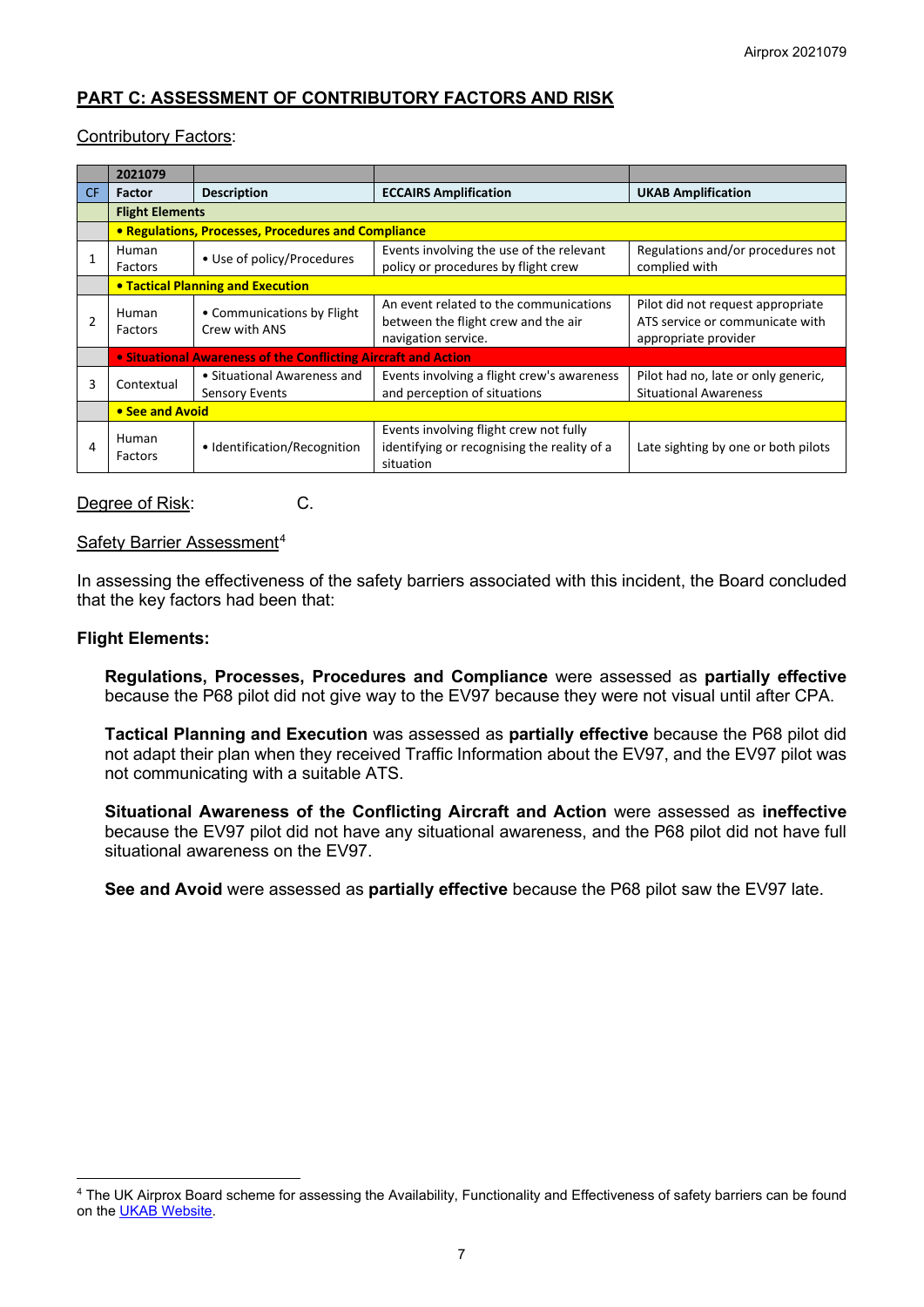## PART C: ASSESSMENT OF CONTRIBUTORY FACTORS AND RISK

Contributory Factors:

| | 2021079 | | | |
|---|---|---|---|---|
| CF | Factor | Description | ECCAIRS Amplification | UKAB Amplification |
| | **Flight Elements** | | | |
| | **• Regulations, Processes, Procedures and Compliance** | | | |
| 1 | Human Factors | • Use of policy/Procedures | Events involving the use of the relevant policy or procedures by flight crew | Regulations and/or procedures not complied with |
| | **• Tactical Planning and Execution** | | | |
| 2 | Human Factors | • Communications by Flight Crew with ANS | An event related to the communications between the flight crew and the air navigation service. | Pilot did not request appropriate ATS service or communicate with appropriate provider |
| | **• Situational Awareness of the Conflicting Aircraft and Action** | | | |
| 3 | Contextual | • Situational Awareness and Sensory Events | Events involving a flight crew's awareness and perception of situations | Pilot had no, late or only generic, Situational Awareness |
| | **• See and Avoid** | | | |
| 4 | Human Factors | • Identification/Recognition | Events involving flight crew not fully identifying or recognising the reality of a situation | Late sighting by one or both pilots |

Degree of Risk: C.

Safety Barrier Assessment[4]

In assessing the effectiveness of the safety barriers associated with this incident, the Board concluded that the key factors had been that:

**Flight Elements:**

**Regulations, Processes, Procedures and Compliance** were assessed as **partially effective** because the P68 pilot did not give way to the EV97 because they were not visual until after CPA.

**Tactical Planning and Execution** was assessed as **partially effective** because the P68 pilot did not adapt their plan when they received Traffic Information about the EV97, and the EV97 pilot was not communicating with a suitable ATS.

**Situational Awareness of the Conflicting Aircraft and Action** were assessed as **ineffective** because the EV97 pilot did not have any situational awareness, and the P68 pilot did not have full situational awareness on the EV97.

**See and Avoid** were assessed as **partially effective** because the P68 pilot saw the EV97 late.

---

[4] The UK Airprox Board scheme for assessing the Availability, Functionality and Effectiveness of safety barriers can be found on the UKAB Website.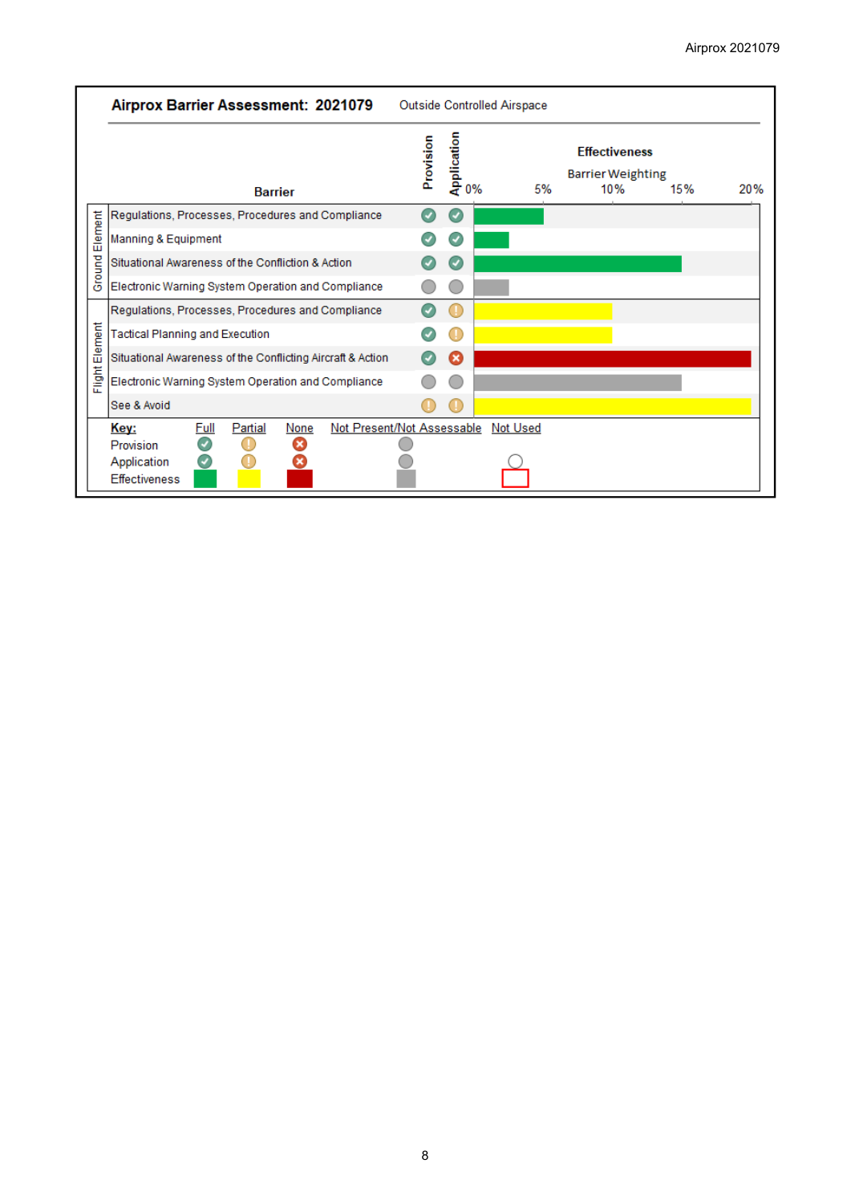**Airprox Barrier Assessment: 2021079** Outside Controlled Airspace

| | Barrier | Provision | Application | Effectiveness |
|---|---|---|---|---|
| Ground Element | Regulations, Processes, Procedures and Compliance | Full | Full | Full |
| Ground Element | Manning & Equipment | Full | Full | Full |
| Ground Element | Situational Awareness of the Confliction & Action | Full | Full | Full |
| Ground Element | Electronic Warning System Operation and Compliance | Not Present/Not Assessable | Not Present/Not Assessable | Not Present/Not Assessable |
| Flight Element | Regulations, Processes, Procedures and Compliance | Full | Partial | Partial |
| Flight Element | Tactical Planning and Execution | Full | Partial | Partial |
| Flight Element | Situational Awareness of the Conflicting Aircraft & Action | Full | None | None |
| Flight Element | Electronic Warning System Operation and Compliance | Not Present/Not Assessable | Not Present/Not Assessable | Not Present/Not Assessable |
| Flight Element | See & Avoid | Partial | Partial | Partial |

Effectiveness

Barrier Weighting

0% 5% 10% 15% 20%

**Key:** Full, Partial, None, Not Present/Not Assessable, Not Used

Provision

Application

Effectiveness